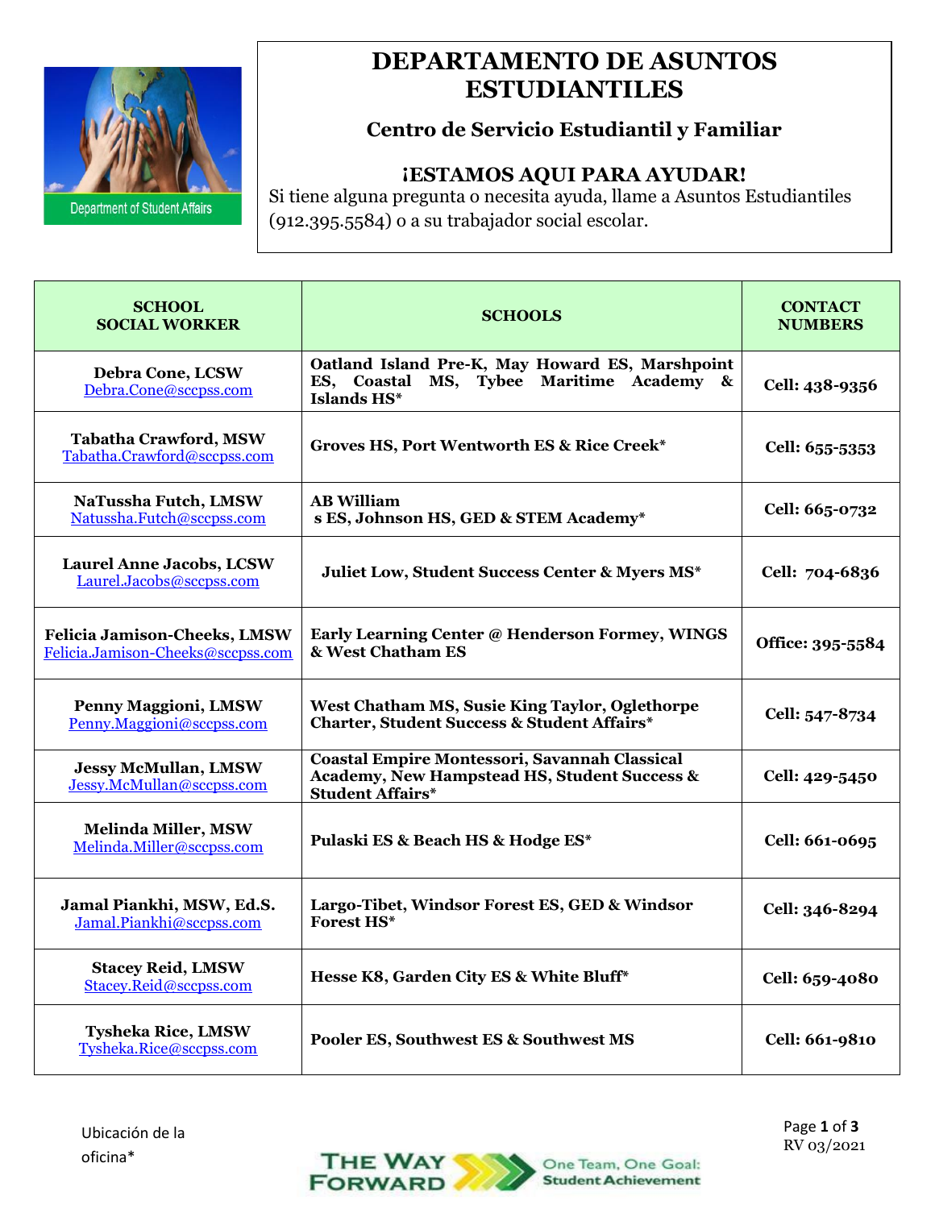# DEPARTAMENTO DE ASUNTOS ESTUDIANTILES

## Centro de Servicio Estudiantil y Familiar

### ¡ESTAMOS AQUI PARA AYUDAR!

Si tiene alguna pregunta o necesita ayuda, llame a Asuntos Estudiantiles (912.395.5584) o a su trabajador social escolar.

| SCHOOL SOCIAL WORKER | SCHOOLS | CONTACT NUMBERS |
|---|---|---|
| **Debra Cone, LCSW** Debra.Cone@sccpss.com | **Oatland Island Pre-K, May Howard ES, Marshpoint ES, Coastal MS, Tybee Maritime Academy & Islands HS*** | **Cell: 438-9356** |
| **Tabatha Crawford, MSW** Tabatha.Crawford@sccpss.com | **Groves HS, Port Wentworth ES & Rice Creek*** | **Cell: 655-5353** |
| **NaTussha Futch, LMSW** Natussha.Futch@sccpss.com | **AB William s ES, Johnson HS, GED & STEM Academy*** | **Cell: 665-0732** |
| **Laurel Anne Jacobs, LCSW** Laurel.Jacobs@sccpss.com | **Juliet Low, Student Success Center & Myers MS*** | **Cell: 704-6836** |
| **Felicia Jamison-Cheeks, LMSW** Felicia.Jamison-Cheeks@sccpss.com | **Early Learning Center @ Henderson Formey, WINGS & West Chatham ES** | **Office: 395-5584** |
| **Penny Maggioni, LMSW** Penny.Maggioni@sccpss.com | **West Chatham MS, Susie King Taylor, Oglethorpe Charter, Student Success & Student Affairs*** | **Cell: 547-8734** |
| **Jessy McMullan, LMSW** Jessy.McMullan@sccpss.com | **Coastal Empire Montessori, Savannah Classical Academy, New Hampstead HS, Student Success & Student Affairs*** | **Cell: 429-5450** |
| **Melinda Miller, MSW** Melinda.Miller@sccpss.com | **Pulaski ES & Beach HS & Hodge ES*** | **Cell: 661-0695** |
| **Jamal Piankhi, MSW, Ed.S.** Jamal.Piankhi@sccpss.com | **Largo-Tibet, Windsor Forest ES, GED & Windsor Forest HS*** | **Cell: 346-8294** |
| **Stacey Reid, LMSW** Stacey.Reid@sccpss.com | **Hesse K8, Garden City ES & White Bluff*** | **Cell: 659-4080** |
| **Tysheka Rice, LMSW** Tysheka.Rice@sccpss.com | **Pooler ES, Southwest ES & Southwest MS** | **Cell: 661-9810** |

Ubicación de la oficina*

RV 03/2021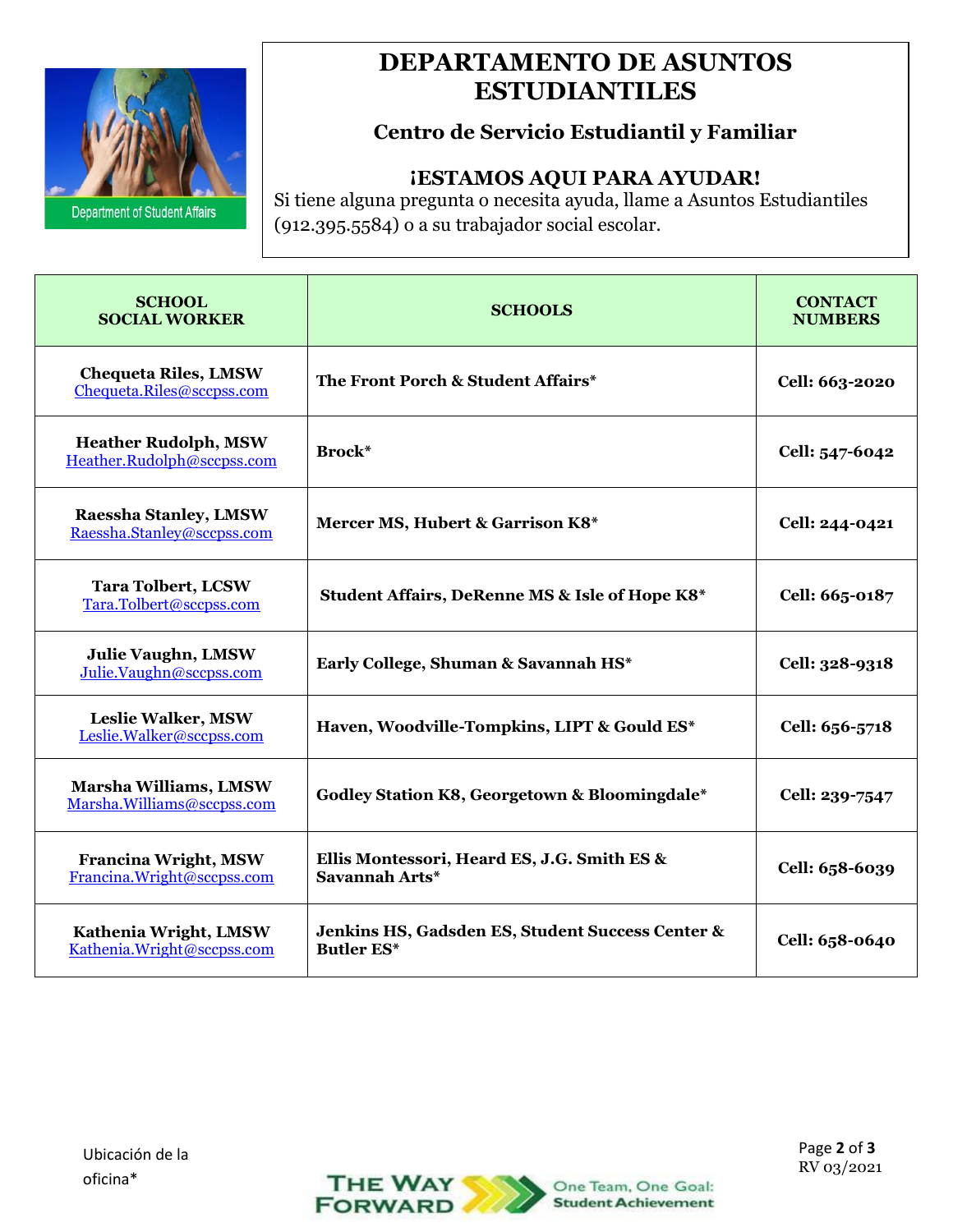# DEPARTAMENTO DE ASUNTOS ESTUDIANTILES

## Centro de Servicio Estudiantil y Familiar

### ¡ESTAMOS AQUI PARA AYUDAR!

Si tiene alguna pregunta o necesita ayuda, llame a Asuntos Estudiantiles (912.395.5584) o a su trabajador social escolar.

| SCHOOL SOCIAL WORKER | SCHOOLS | CONTACT NUMBERS |
|---|---|---|
| **Chequeta Riles, LMSW** Chequeta.Riles@sccpss.com | **The Front Porch & Student Affairs*** | **Cell: 663-2020** |
| **Heather Rudolph, MSW** Heather.Rudolph@sccpss.com | **Brock*** | **Cell: 547-6042** |
| **Raessha Stanley, LMSW** Raessha.Stanley@sccpss.com | **Mercer MS, Hubert & Garrison K8*** | **Cell: 244-0421** |
| **Tara Tolbert, LCSW** Tara.Tolbert@sccpss.com | **Student Affairs, DeRenne MS & Isle of Hope K8*** | **Cell: 665-0187** |
| **Julie Vaughn, LMSW** Julie.Vaughn@sccpss.com | **Early College, Shuman & Savannah HS*** | **Cell: 328-9318** |
| **Leslie Walker, MSW** Leslie.Walker@sccpss.com | **Haven, Woodville-Tompkins, LIPT & Gould ES*** | **Cell: 656-5718** |
| **Marsha Williams, LMSW** Marsha.Williams@sccpss.com | **Godley Station K8, Georgetown & Bloomingdale*** | **Cell: 239-7547** |
| **Francina Wright, MSW** Francina.Wright@sccpss.com | **Ellis Montessori, Heard ES, J.G. Smith ES & Savannah Arts*** | **Cell: 658-6039** |
| **Kathenia Wright, LMSW** Kathenia.Wright@sccpss.com | **Jenkins HS, Gadsden ES, Student Success Center & Butler ES*** | **Cell: 658-0640** |

Ubicación de la oficina*

RV 03/2021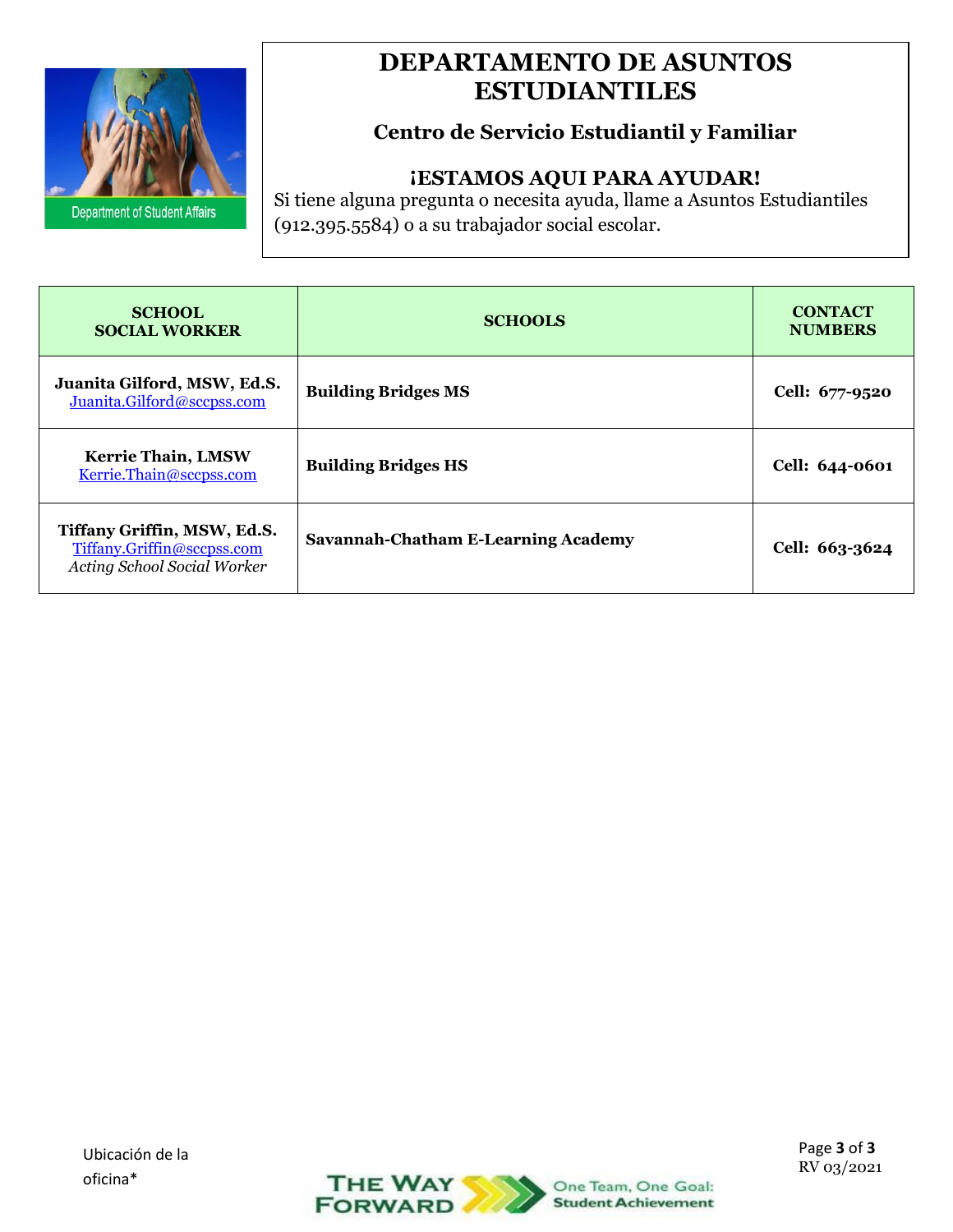Department of Student Affairs

# DEPARTAMENTO DE ASUNTOS ESTUDIANTILES

### Centro de Servicio Estudiantil y Familiar

### ¡ESTAMOS AQUI PARA AYUDAR!

Si tiene alguna pregunta o necesita ayuda, llame a Asuntos Estudiantiles (912.395.5584) o a su trabajador social escolar.

| SCHOOL SOCIAL WORKER | SCHOOLS | CONTACT NUMBERS |
|---|---|---|
| **Juanita Gilford, MSW, Ed.S.** Juanita.Gilford@sccpss.com | **Building Bridges MS** | **Cell: 677-9520** |
| **Kerrie Thain, LMSW** Kerrie.Thain@sccpss.com | **Building Bridges HS** | **Cell: 644-0601** |
| **Tiffany Griffin, MSW, Ed.S.** Tiffany.Griffin@sccpss.com *Acting School Social Worker* | **Savannah-Chatham E-Learning Academy** | **Cell: 663-3624** |

Ubicación de la oficina*

THE WAY FORWARD One Team, One Goal: Student Achievement

RV 03/2021